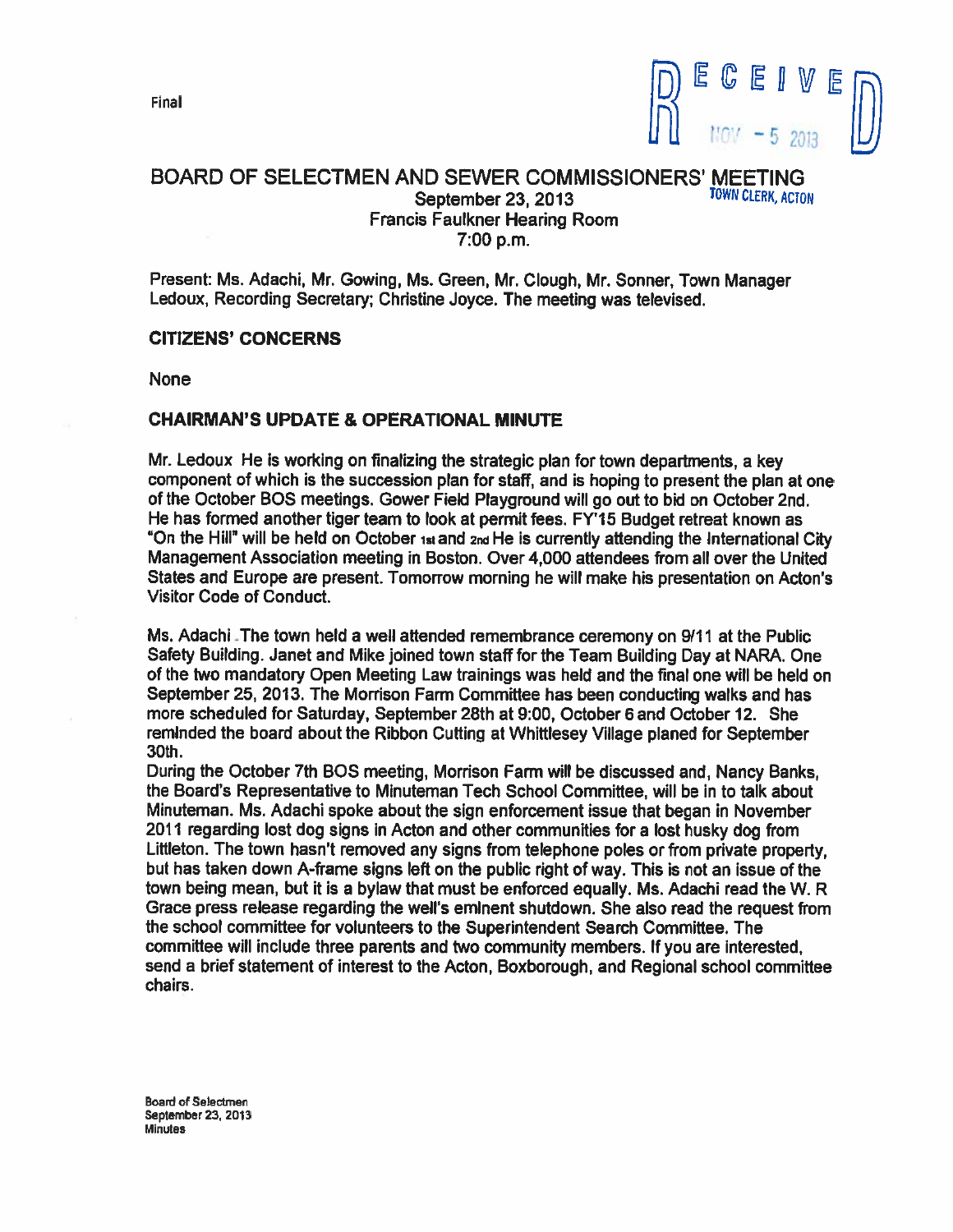Final

RECEIVED
NOV - 5 2013
TOWN CLERK, ACTON

# BOARD OF SELECTMEN AND SEWER COMMISSIONERS' MEETING

September 23, 2013
Francis Faulkner Hearing Room
7:00 p.m.

Present: Ms. Adachi, Mr. Gowing, Ms. Green, Mr. Clough, Mr. Sonner, Town Manager Ledoux, Recording Secretary; Christine Joyce. The meeting was televised.

## CITIZENS' CONCERNS

None

## CHAIRMAN'S UPDATE & OPERATIONAL MINUTE

Mr. Ledoux He is working on finalizing the strategic plan for town departments, a key component of which is the succession plan for staff, and is hoping to present the plan at one of the October BOS meetings. Gower Field Playground will go out to bid on October 2nd. He has formed another tiger team to look at permit fees. FY'15 Budget retreat known as "On the Hill" will be held on October 1st and 2nd He is currently attending the International City Management Association meeting in Boston. Over 4,000 attendees from all over the United States and Europe are present. Tomorrow morning he will make his presentation on Acton's Visitor Code of Conduct.

Ms. Adachi The town held a well attended remembrance ceremony on 9/11 at the Public Safety Building. Janet and Mike joined town staff for the Team Building Day at NARA. One of the two mandatory Open Meeting Law trainings was held and the final one will be held on September 25, 2013. The Morrison Farm Committee has been conducting walks and has more scheduled for Saturday, September 28th at 9:00, October 6 and October 12. She reminded the board about the Ribbon Cutting at Whittlesey Village planed for September 30th.
During the October 7th BOS meeting, Morrison Farm will be discussed and, Nancy Banks, the Board's Representative to Minuteman Tech School Committee, will be in to talk about Minuteman. Ms. Adachi spoke about the sign enforcement issue that began in November 2011 regarding lost dog signs in Acton and other communities for a lost husky dog from Littleton. The town hasn't removed any signs from telephone poles or from private property, but has taken down A-frame signs left on the public right of way. This is not an issue of the town being mean, but it is a bylaw that must be enforced equally. Ms. Adachi read the W. R Grace press release regarding the well's eminent shutdown. She also read the request from the school committee for volunteers to the Superintendent Search Committee. The committee will include three parents and two community members. If you are interested, send a brief statement of interest to the Acton, Boxborough, and Regional school committee chairs.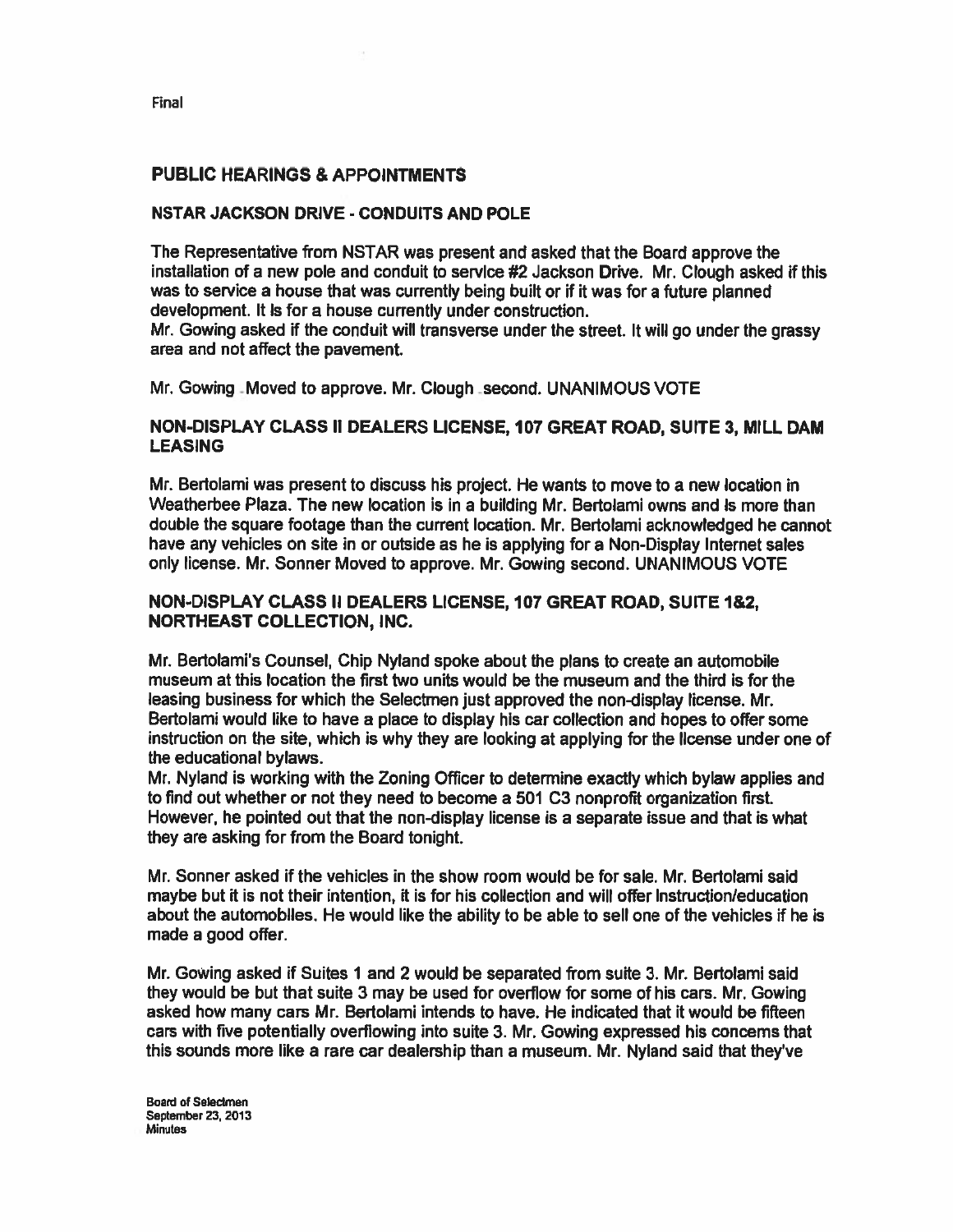Final

## PUBLIC HEARINGS & APPOINTMENTS

### NSTAR JACKSON DRIVE - CONDUITS AND POLE

The Representative from NSTAR was present and asked that the Board approve the installation of a new pole and conduit to service #2 Jackson Drive. Mr. Clough asked if this was to service a house that was currently being built or if it was for a future planned development. It is for a house currently under construction.

Mr. Gowing asked if the conduit will transverse under the street. It will go under the grassy area and not affect the pavement.

Mr. Gowing Moved to approve. Mr. Clough second. UNANIMOUS VOTE

### NON-DISPLAY CLASS II DEALERS LICENSE, 107 GREAT ROAD, SUITE 3, MILL DAM LEASING

Mr. Bertolami was present to discuss his project. He wants to move to a new location in Weatherbee Plaza. The new location is in a building Mr. Bertolami owns and is more than double the square footage than the current location. Mr. Bertolami acknowledged he cannot have any vehicles on site in or outside as he is applying for a Non-Display Internet sales only license. Mr. Sonner Moved to approve. Mr. Gowing second. UNANIMOUS VOTE

### NON-DISPLAY CLASS II DEALERS LICENSE, 107 GREAT ROAD, SUITE 1&2, NORTHEAST COLLECTION, INC.

Mr. Bertolami's Counsel, Chip Nyland spoke about the plans to create an automobile museum at this location the first two units would be the museum and the third is for the leasing business for which the Selectmen just approved the non-display license. Mr. Bertolami would like to have a place to display his car collection and hopes to offer some instruction on the site, which is why they are looking at applying for the license under one of the educational bylaws.

Mr. Nyland is working with the Zoning Officer to determine exactly which bylaw applies and to find out whether or not they need to become a 501 C3 nonprofit organization first. However, he pointed out that the non-display license is a separate issue and that is what they are asking for from the Board tonight.

Mr. Sonner asked if the vehicles in the show room would be for sale. Mr. Bertolami said maybe but it is not their intention, it is for his collection and will offer instruction/education about the automobiles. He would like the ability to be able to sell one of the vehicles if he is made a good offer.

Mr. Gowing asked if Suites 1 and 2 would be separated from suite 3. Mr. Bertolami said they would be but that suite 3 may be used for overflow for some of his cars. Mr. Gowing asked how many cars Mr. Bertolami intends to have. He indicated that it would be fifteen cars with five potentially overflowing into suite 3. Mr. Gowing expressed his concerns that this sounds more like a rare car dealership than a museum. Mr. Nyland said that they've

Board of Selectmen
September 23, 2013
Minutes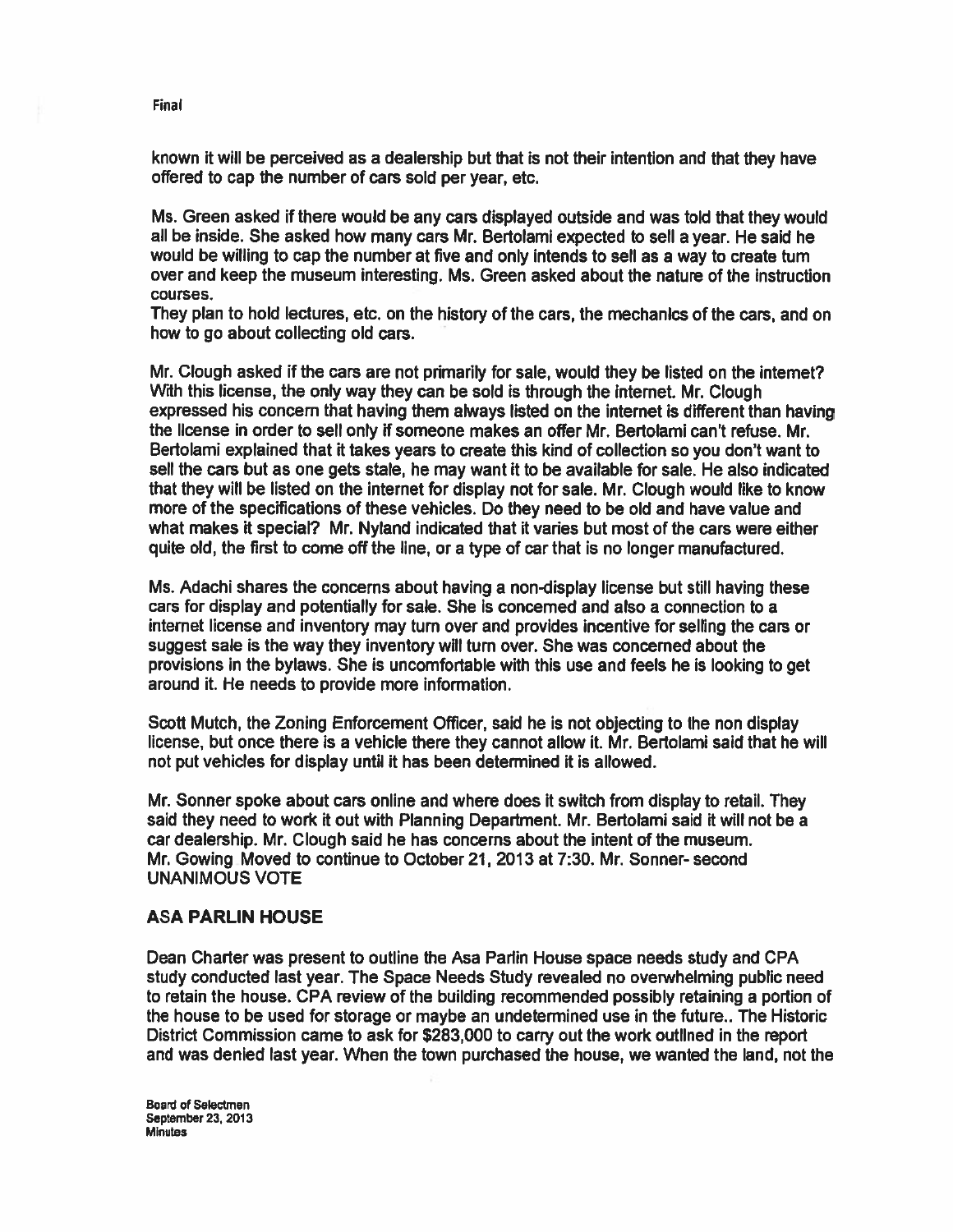known it will be perceived as a dealership but that is not their intention and that they have offered to cap the number of cars sold per year, etc.

Ms. Green asked if there would be any cars displayed outside and was told that they would all be inside. She asked how many cars Mr. Bertolami expected to sell a year. He said he would be willing to cap the number at five and only intends to sell as a way to create turn over and keep the museum interesting. Ms. Green asked about the nature of the instruction courses.
They plan to hold lectures, etc. on the history of the cars, the mechanics of the cars, and on how to go about collecting old cars.

Mr. Clough asked if the cars are not primarily for sale, would they be listed on the internet? With this license, the only way they can be sold is through the internet. Mr. Clough expressed his concern that having them always listed on the internet is different than having the license in order to sell only if someone makes an offer Mr. Bertolami can't refuse. Mr. Bertolami explained that it takes years to create this kind of collection so you don't want to sell the cars but as one gets stale, he may want it to be available for sale. He also indicated that they will be listed on the internet for display not for sale. Mr. Clough would like to know more of the specifications of these vehicles. Do they need to be old and have value and what makes it special? Mr. Nyland indicated that it varies but most of the cars were either quite old, the first to come off the line, or a type of car that is no longer manufactured.

Ms. Adachi shares the concerns about having a non-display license but still having these cars for display and potentially for sale. She is concerned and also a connection to a internet license and inventory may turn over and provides incentive for selling the cars or suggest sale is the way they inventory will turn over. She was concerned about the provisions in the bylaws. She is uncomfortable with this use and feels he is looking to get around it. He needs to provide more information.

Scott Mutch, the Zoning Enforcement Officer, said he is not objecting to the non display license, but once there is a vehicle there they cannot allow it. Mr. Bertolami said that he will not put vehicles for display until it has been determined it is allowed.

Mr. Sonner spoke about cars online and where does it switch from display to retail. They said they need to work it out with Planning Department. Mr. Bertolami said it will not be a car dealership. Mr. Clough said he has concerns about the intent of the museum.
Mr. Gowing Moved to continue to October 21, 2013 at 7:30. Mr. Sonner- second
UNANIMOUS VOTE

## ASA PARLIN HOUSE

Dean Charter was present to outline the Asa Parlin House space needs study and CPA study conducted last year. The Space Needs Study revealed no overwhelming public need to retain the house. CPA review of the building recommended possibly retaining a portion of the house to be used for storage or maybe an undetermined use in the future.. The Historic District Commission came to ask for $283,000 to carry out the work outlined in the report and was denied last year. When the town purchased the house, we wanted the land, not the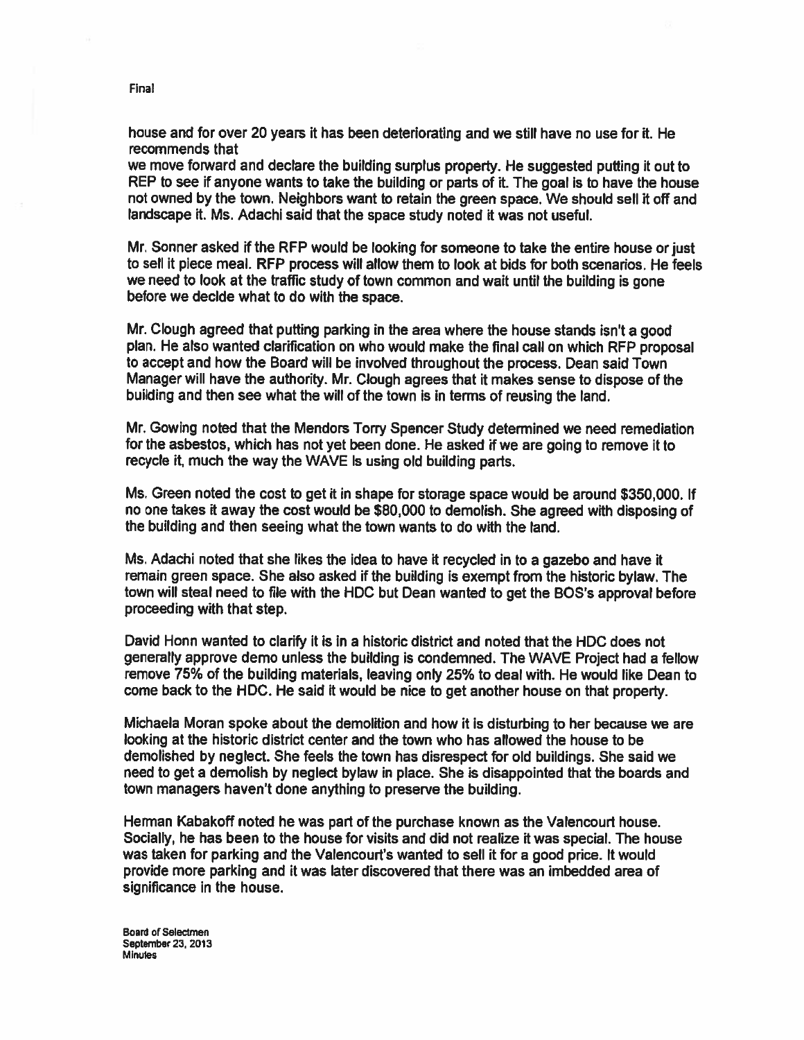house and for over 20 years it has been deteriorating and we still have no use for it. He recommends that
we move forward and declare the building surplus property. He suggested putting it out to REP to see if anyone wants to take the building or parts of it. The goal is to have the house not owned by the town. Neighbors want to retain the green space. We should sell it off and landscape it. Ms. Adachi said that the space study noted it was not useful.

Mr. Sonner asked if the RFP would be looking for someone to take the entire house or just to sell it piece meal. RFP process will allow them to look at bids for both scenarios. He feels we need to look at the traffic study of town common and wait until the building is gone before we decide what to do with the space.

Mr. Clough agreed that putting parking in the area where the house stands isn't a good plan. He also wanted clarification on who would make the final call on which RFP proposal to accept and how the Board will be involved throughout the process. Dean said Town Manager will have the authority. Mr. Clough agrees that it makes sense to dispose of the building and then see what the will of the town is in terms of reusing the land.

Mr. Gowing noted that the Mendors Torry Spencer Study determined we need remediation for the asbestos, which has not yet been done. He asked if we are going to remove it to recycle it, much the way the WAVE is using old building parts.

Ms. Green noted the cost to get it in shape for storage space would be around $350,000. If no one takes it away the cost would be $80,000 to demolish. She agreed with disposing of the building and then seeing what the town wants to do with the land.

Ms. Adachi noted that she likes the idea to have it recycled in to a gazebo and have it remain green space. She also asked if the building is exempt from the historic bylaw. The town will steal need to file with the HDC but Dean wanted to get the BOS's approval before proceeding with that step.

David Honn wanted to clarify it is in a historic district and noted that the HDC does not generally approve demo unless the building is condemned. The WAVE Project had a fellow remove 75% of the building materials, leaving only 25% to deal with. He would like Dean to come back to the HDC. He said it would be nice to get another house on that property.

Michaela Moran spoke about the demolition and how it is disturbing to her because we are looking at the historic district center and the town who has allowed the house to be demolished by neglect. She feels the town has disrespect for old buildings. She said we need to get a demolish by neglect bylaw in place. She is disappointed that the boards and town managers haven't done anything to preserve the building.

Herman Kabakoff noted he was part of the purchase known as the Valencourt house. Socially, he has been to the house for visits and did not realize it was special. The house was taken for parking and the Valencourt's wanted to sell it for a good price. It would provide more parking and it was later discovered that there was an imbedded area of significance in the house.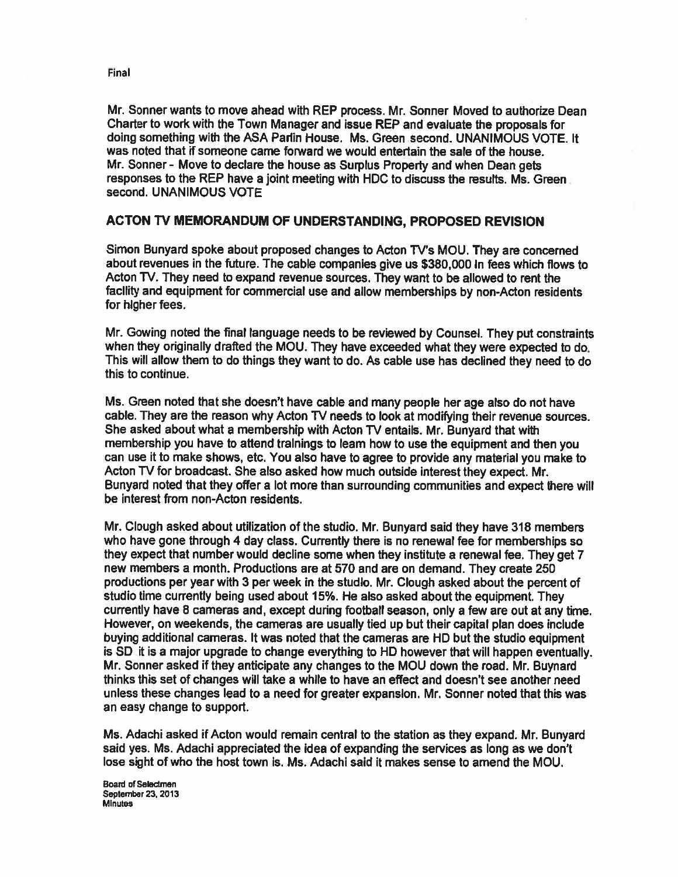Mr. Sonner wants to move ahead with REP process. Mr. Sonner Moved to authorize Dean Charter to work with the Town Manager and issue REP and evaluate the proposals for doing something with the ASA Parlin House. Ms. Green second. UNANIMOUS VOTE. It was noted that if someone came forward we would entertain the sale of the house. Mr. Sonner - Move to declare the house as Surplus Property and when Dean gets responses to the REP have a joint meeting with HDC to discuss the results. Ms. Green second. UNANIMOUS VOTE

## ACTON TV MEMORANDUM OF UNDERSTANDING, PROPOSED REVISION

Simon Bunyard spoke about proposed changes to Acton TV's MOU. They are concerned about revenues in the future. The cable companies give us $380,000 in fees which flows to Acton TV. They need to expand revenue sources. They want to be allowed to rent the facility and equipment for commercial use and allow memberships by non-Acton residents for higher fees.

Mr. Gowing noted the final language needs to be reviewed by Counsel. They put constraints when they originally drafted the MOU. They have exceeded what they were expected to do. This will allow them to do things they want to do. As cable use has declined they need to do this to continue.

Ms. Green noted that she doesn't have cable and many people her age also do not have cable. They are the reason why Acton TV needs to look at modifying their revenue sources. She asked about what a membership with Acton TV entails. Mr. Bunyard that with membership you have to attend trainings to learn how to use the equipment and then you can use it to make shows, etc. You also have to agree to provide any material you make to Acton TV for broadcast. She also asked how much outside interest they expect. Mr. Bunyard noted that they offer a lot more than surrounding communities and expect there will be interest from non-Acton residents.

Mr. Clough asked about utilization of the studio. Mr. Bunyard said they have 318 members who have gone through 4 day class. Currently there is no renewal fee for memberships so they expect that number would decline some when they institute a renewal fee. They get 7 new members a month. Productions are at 570 and are on demand. They create 250 productions per year with 3 per week in the studio. Mr. Clough asked about the percent of studio time currently being used about 15%. He also asked about the equipment. They currently have 8 cameras and, except during football season, only a few are out at any time. However, on weekends, the cameras are usually tied up but their capital plan does include buying additional cameras. It was noted that the cameras are HD but the studio equipment is SD it is a major upgrade to change everything to HD however that will happen eventually. Mr. Sonner asked if they anticipate any changes to the MOU down the road. Mr. Buynard thinks this set of changes will take a while to have an effect and doesn't see another need unless these changes lead to a need for greater expansion. Mr. Sonner noted that this was an easy change to support.

Ms. Adachi asked if Acton would remain central to the station as they expand. Mr. Bunyard said yes. Ms. Adachi appreciated the idea of expanding the services as long as we don't lose sight of who the host town is. Ms. Adachi said it makes sense to amend the MOU.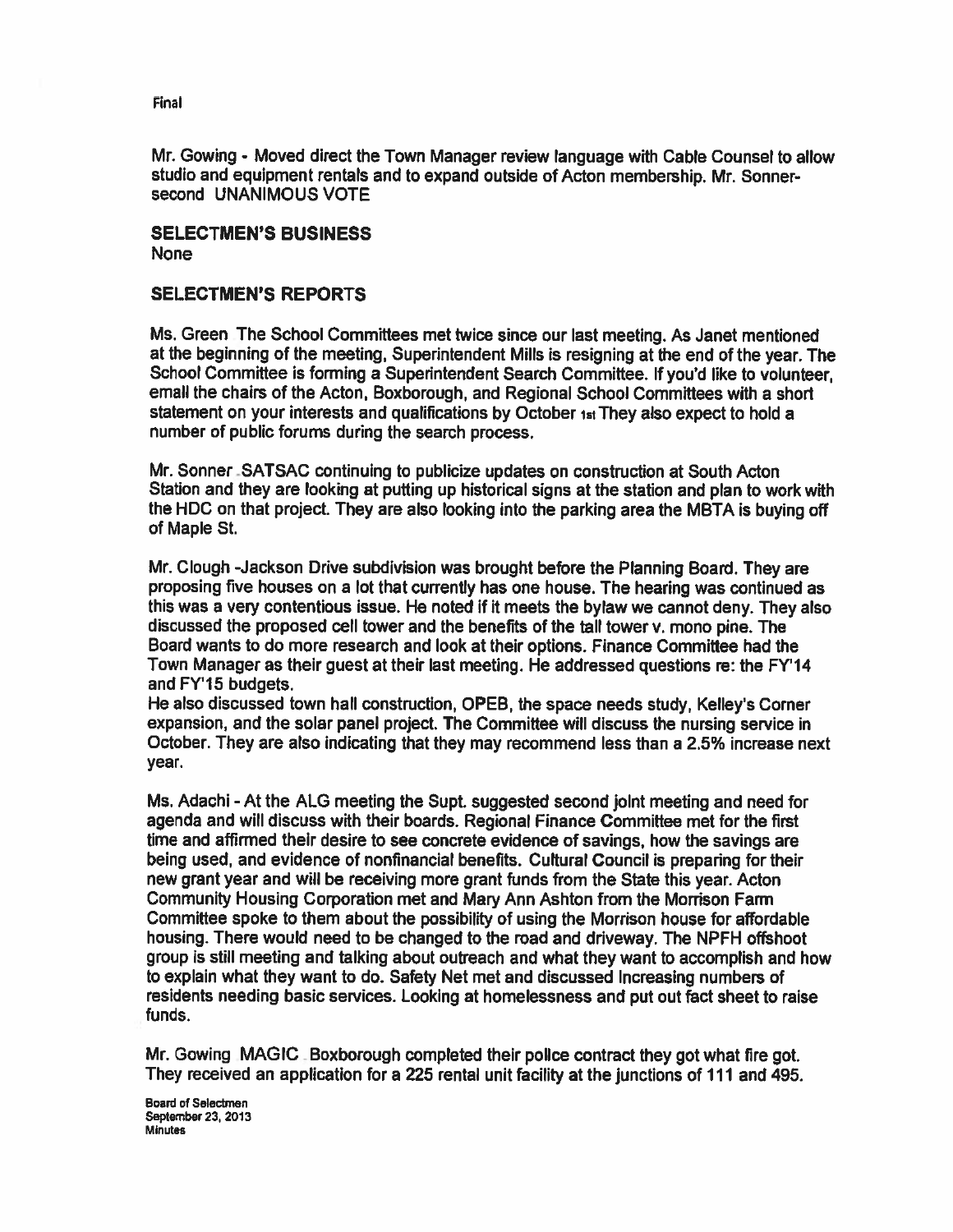Final

Mr. Gowing - Moved direct the Town Manager review language with Cable Counsel to allow studio and equipment rentals and to expand outside of Acton membership. Mr. Sonner-second UNANIMOUS VOTE

## SELECTMEN'S BUSINESS

None

## SELECTMEN'S REPORTS

Ms. Green The School Committees met twice since our last meeting. As Janet mentioned at the beginning of the meeting, Superintendent Mills is resigning at the end of the year. The School Committee is forming a Superintendent Search Committee. If you'd like to volunteer, email the chairs of the Acton, Boxborough, and Regional School Committees with a short statement on your interests and qualifications by October 1st They also expect to hold a number of public forums during the search process.

Mr. Sonner SATSAC continuing to publicize updates on construction at South Acton Station and they are looking at putting up historical signs at the station and plan to work with the HDC on that project. They are also looking into the parking area the MBTA is buying off of Maple St.

Mr. Clough -Jackson Drive subdivision was brought before the Planning Board. They are proposing five houses on a lot that currently has one house. The hearing was continued as this was a very contentious issue. He noted if it meets the bylaw we cannot deny. They also discussed the proposed cell tower and the benefits of the tall tower v. mono pine. The Board wants to do more research and look at their options. Finance Committee had the Town Manager as their guest at their last meeting. He addressed questions re: the FY'14 and FY'15 budgets.
He also discussed town hall construction, OPEB, the space needs study, Kelley's Corner expansion, and the solar panel project. The Committee will discuss the nursing service in October. They are also indicating that they may recommend less than a 2.5% increase next year.

Ms. Adachi - At the ALG meeting the Supt. suggested second joint meeting and need for agenda and will discuss with their boards. Regional Finance Committee met for the first time and affirmed their desire to see concrete evidence of savings, how the savings are being used, and evidence of nonfinancial benefits. Cultural Council is preparing for their new grant year and will be receiving more grant funds from the State this year. Acton Community Housing Corporation met and Mary Ann Ashton from the Morrison Farm Committee spoke to them about the possibility of using the Morrison house for affordable housing. There would need to be changed to the road and driveway. The NPFH offshoot group is still meeting and talking about outreach and what they want to accomplish and how to explain what they want to do. Safety Net met and discussed Increasing numbers of residents needing basic services. Looking at homelessness and put out fact sheet to raise funds.

Mr. Gowing MAGIC Boxborough completed their police contract they got what fire got. They received an application for a 225 rental unit facility at the junctions of 111 and 495.

Board of Selectmen
September 23, 2013
Minutes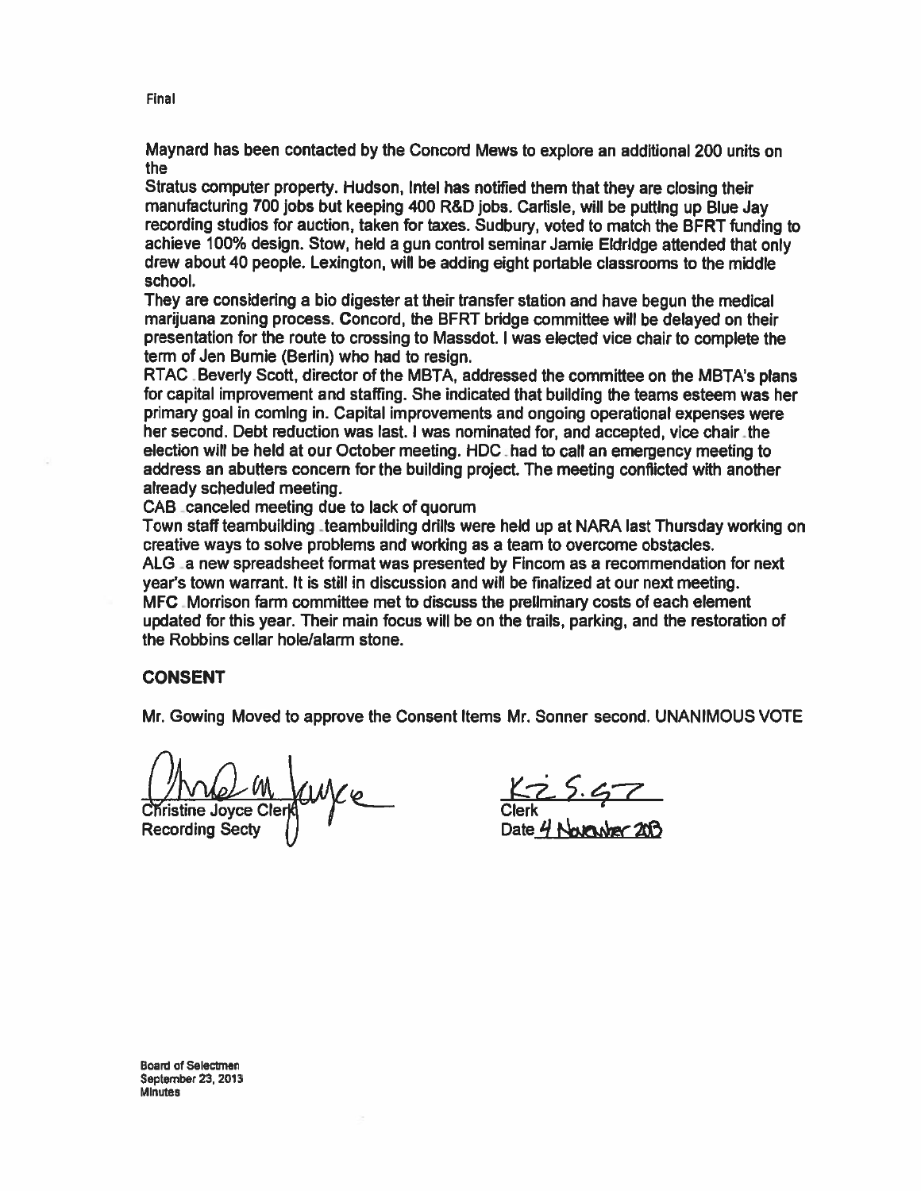Final

Maynard has been contacted by the Concord Mews to explore an additional 200 units on the
Stratus computer property. Hudson, Intel has notified them that they are closing their manufacturing 700 jobs but keeping 400 R&D jobs. Carlisle, will be putting up Blue Jay recording studios for auction, taken for taxes. Sudbury, voted to match the BFRT funding to achieve 100% design. Stow, held a gun control seminar Jamie Eldridge attended that only drew about 40 people. Lexington, will be adding eight portable classrooms to the middle school.
They are considering a bio digester at their transfer station and have begun the medical marijuana zoning process. Concord, the BFRT bridge committee will be delayed on their presentation for the route to crossing to Massdot. I was elected vice chair to complete the term of Jen Burnie (Berlin) who had to resign.
RTAC Beverly Scott, director of the MBTA, addressed the committee on the MBTA's plans for capital improvement and staffing. She indicated that building the teams esteem was her primary goal in coming in. Capital improvements and ongoing operational expenses were her second. Debt reduction was last. I was nominated for, and accepted, vice chair the election will be held at our October meeting. HDC had to call an emergency meeting to address an abutters concern for the building project. The meeting conflicted with another already scheduled meeting.
CAB canceled meeting due to lack of quorum
Town staff teambuilding teambuilding drills were held up at NARA last Thursday working on creative ways to solve problems and working as a team to overcome obstacles.
ALG a new spreadsheet format was presented by Fincom as a recommendation for next year's town warrant. It is still in discussion and will be finalized at our next meeting.
MFC Morrison farm committee met to discuss the preliminary costs of each element updated for this year. Their main focus will be on the trails, parking, and the restoration of the Robbins cellar hole/alarm stone.

## CONSENT

Mr. Gowing Moved to approve the Consent Items Mr. Sonner second. UNANIMOUS VOTE

Christine Joyce Clerk
Recording Secty

Clerk
Date 4 November 2013

Board of Selectmen
September 23, 2013
Minutes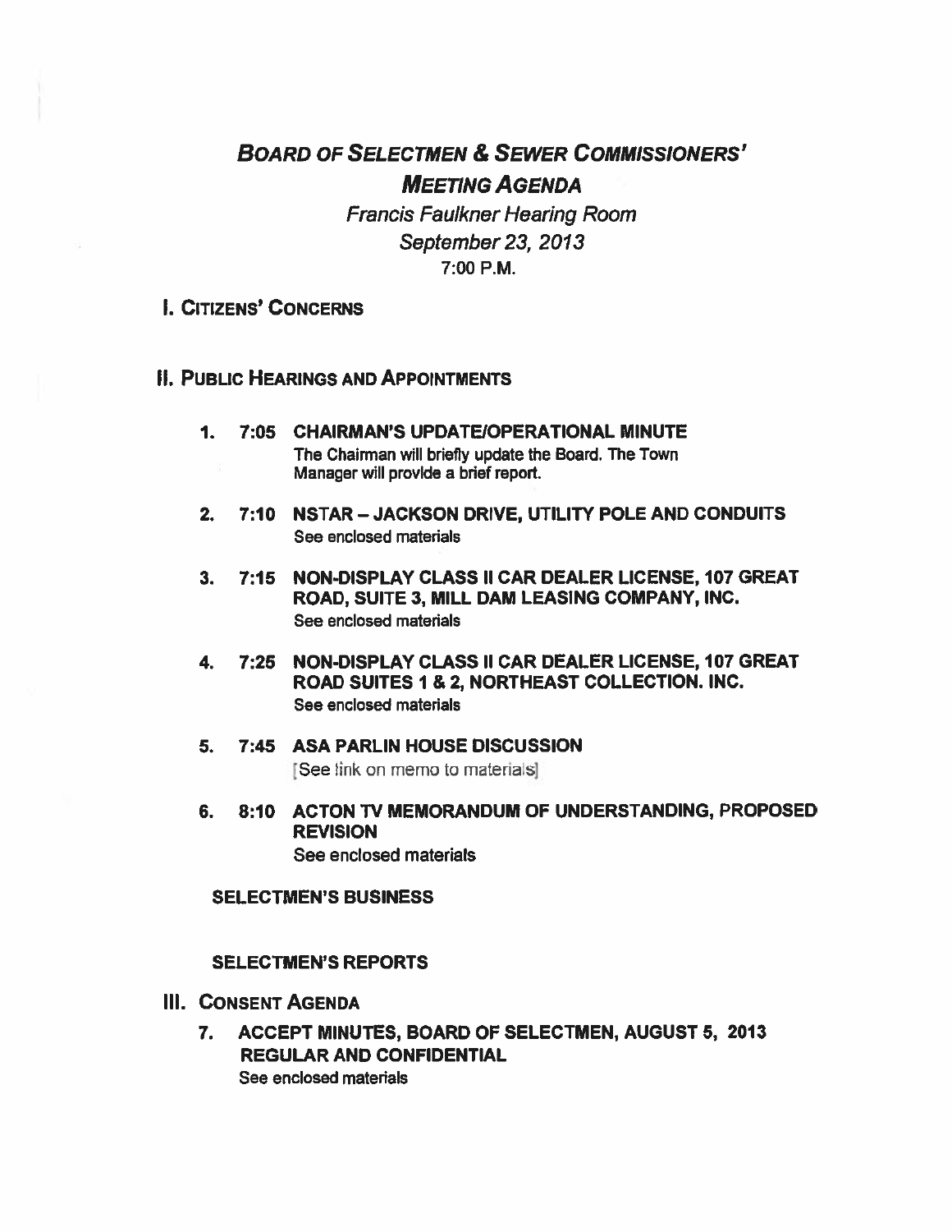# *BOARD OF SELECTMEN & SEWER COMMISSIONERS' MEETING AGENDA*

*Francis Faulkner Hearing Room*

*September 23, 2013*

7:00 P.M.

## I. CITIZENS' CONCERNS

## II. PUBLIC HEARINGS AND APPOINTMENTS

1. **7:05 CHAIRMAN'S UPDATE/OPERATIONAL MINUTE**
   The Chairman will briefly update the Board. The Town Manager will provide a brief report.

2. **7:10 NSTAR – JACKSON DRIVE, UTILITY POLE AND CONDUITS**
   See enclosed materials

3. **7:15 NON-DISPLAY CLASS II CAR DEALER LICENSE, 107 GREAT ROAD, SUITE 3, MILL DAM LEASING COMPANY, INC.**
   See enclosed materials

4. **7:25 NON-DISPLAY CLASS II CAR DEALER LICENSE, 107 GREAT ROAD SUITES 1 & 2, NORTHEAST COLLECTION. INC.**
   See enclosed materials

5. **7:45 ASA PARLIN HOUSE DISCUSSION**
   [See link on memo to materials]

6. **8:10 ACTON TV MEMORANDUM OF UNDERSTANDING, PROPOSED REVISION**
   See enclosed materials

**SELECTMEN'S BUSINESS**

**SELECTMEN'S REPORTS**

## III. CONSENT AGENDA

7. **ACCEPT MINUTES, BOARD OF SELECTMEN, AUGUST 5, 2013 REGULAR AND CONFIDENTIAL**
   See enclosed materials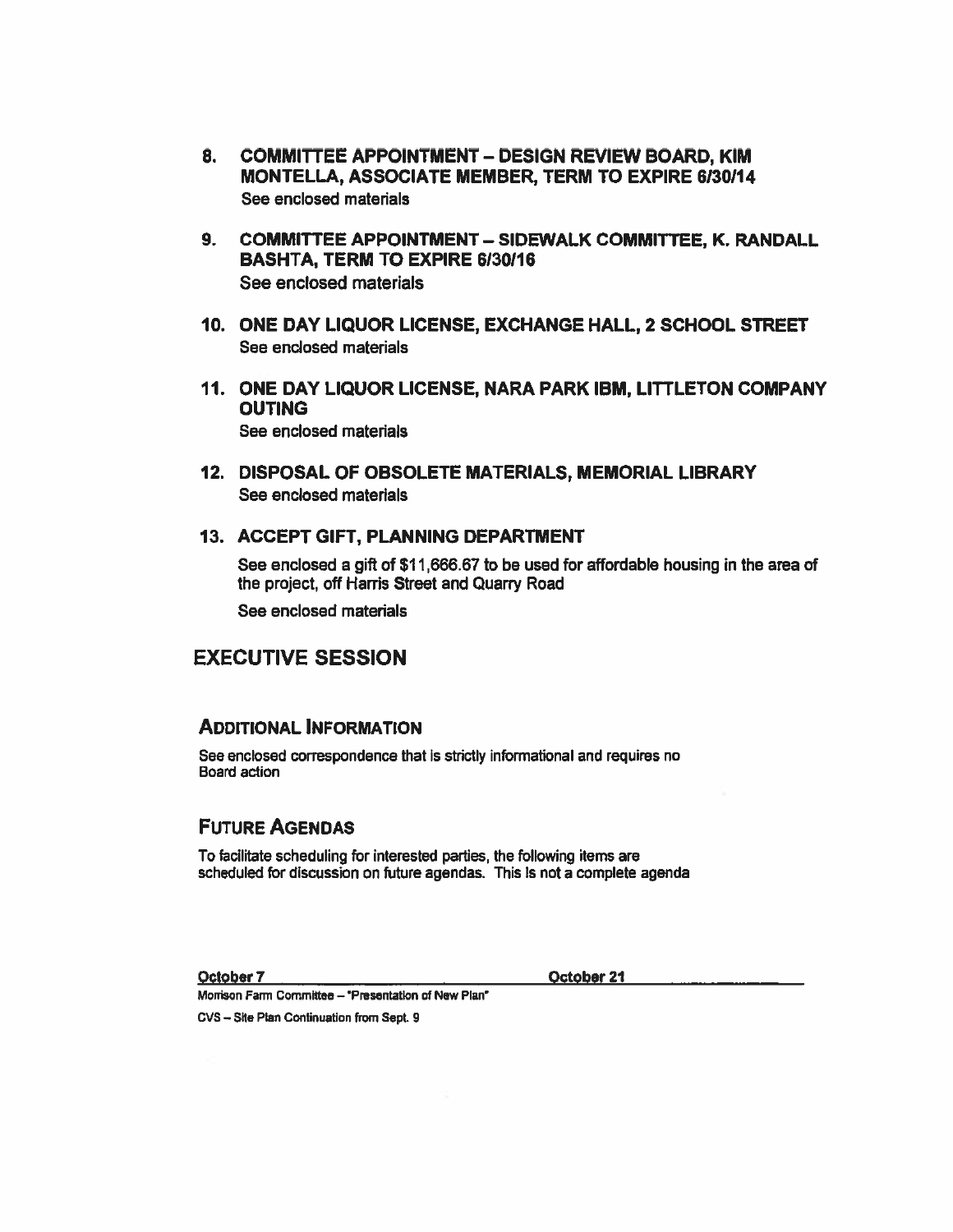8. **COMMITTEE APPOINTMENT – DESIGN REVIEW BOARD, KIM MONTELLA, ASSOCIATE MEMBER, TERM TO EXPIRE 6/30/14**
   See enclosed materials

9. **COMMITTEE APPOINTMENT – SIDEWALK COMMITTEE, K. RANDALL BASHTA, TERM TO EXPIRE 6/30/16**
   See enclosed materials

10. **ONE DAY LIQUOR LICENSE, EXCHANGE HALL, 2 SCHOOL STREET**
    See enclosed materials

11. **ONE DAY LIQUOR LICENSE, NARA PARK IBM, LITTLETON COMPANY OUTING**
    See enclosed materials

12. **DISPOSAL OF OBSOLETE MATERIALS, MEMORIAL LIBRARY**
    See enclosed materials

13. **ACCEPT GIFT, PLANNING DEPARTMENT**

    See enclosed a gift of $11,666.67 to be used for affordable housing in the area of the project, off Harris Street and Quarry Road

    See enclosed materials

## EXECUTIVE SESSION

### ADDITIONAL INFORMATION

See enclosed correspondence that is strictly informational and requires no Board action

### FUTURE AGENDAS

To facilitate scheduling for interested parties, the following items are scheduled for discussion on future agendas. This is not a complete agenda

| October 7 | October 21 |
|---|---|
| Morrison Farm Committee – "Presentation of New Plan" | |
| CVS – Site Plan Continuation from Sept. 9 | |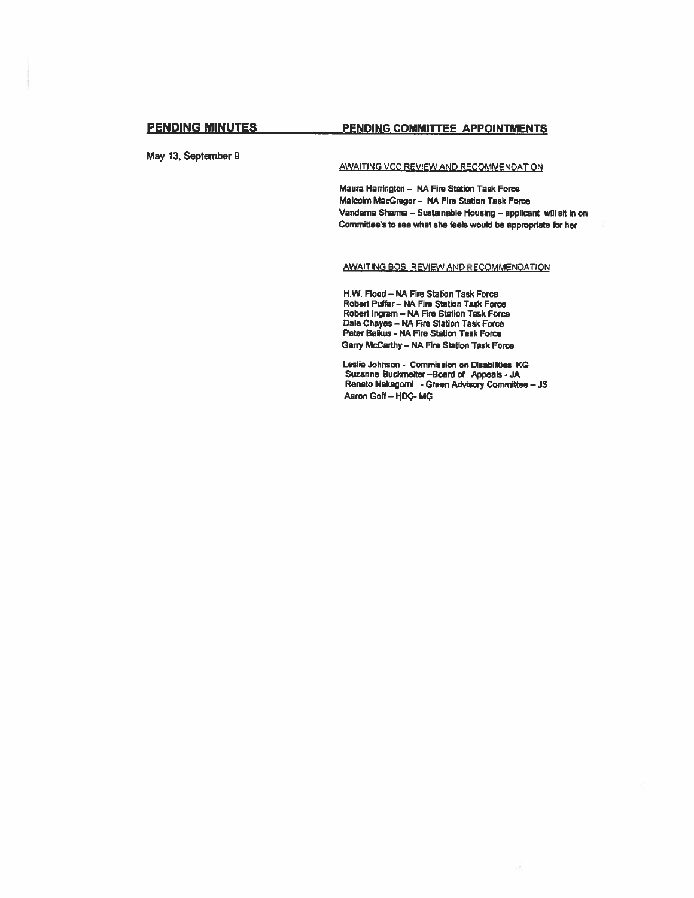## PENDING MINUTES

May 13, September 9

## PENDING COMMITTEE APPOINTMENTS

AWAITING VCC REVIEW AND RECOMMENDATION

Maura Harrington – NA Fire Station Task Force
Malcolm MacGregor – NA Fire Station Task Force
Vandarna Sharma – Sustainable Housing – applicant will sit in on Committee's to see what she feels would be appropriate for her

AWAITING BOS REVIEW AND RECOMMENDATION

H.W. Flood – NA Fire Station Task Force
Robert Puffer – NA Fire Station Task Force
Robert Ingram – NA Fire Station Task Force
Dale Chayes – NA Fire Station Task Force
Peter Baikus - NA Fire Station Task Force
Garry McCarthy – NA Fire Station Task Force

Leslie Johnson - Commission on Disabilities KG
Suzanne Buckmelter –Board of Appeals - JA
Renato Nakagomi - Green Advisory Committee – JS
Aaron Goff – HDC- MG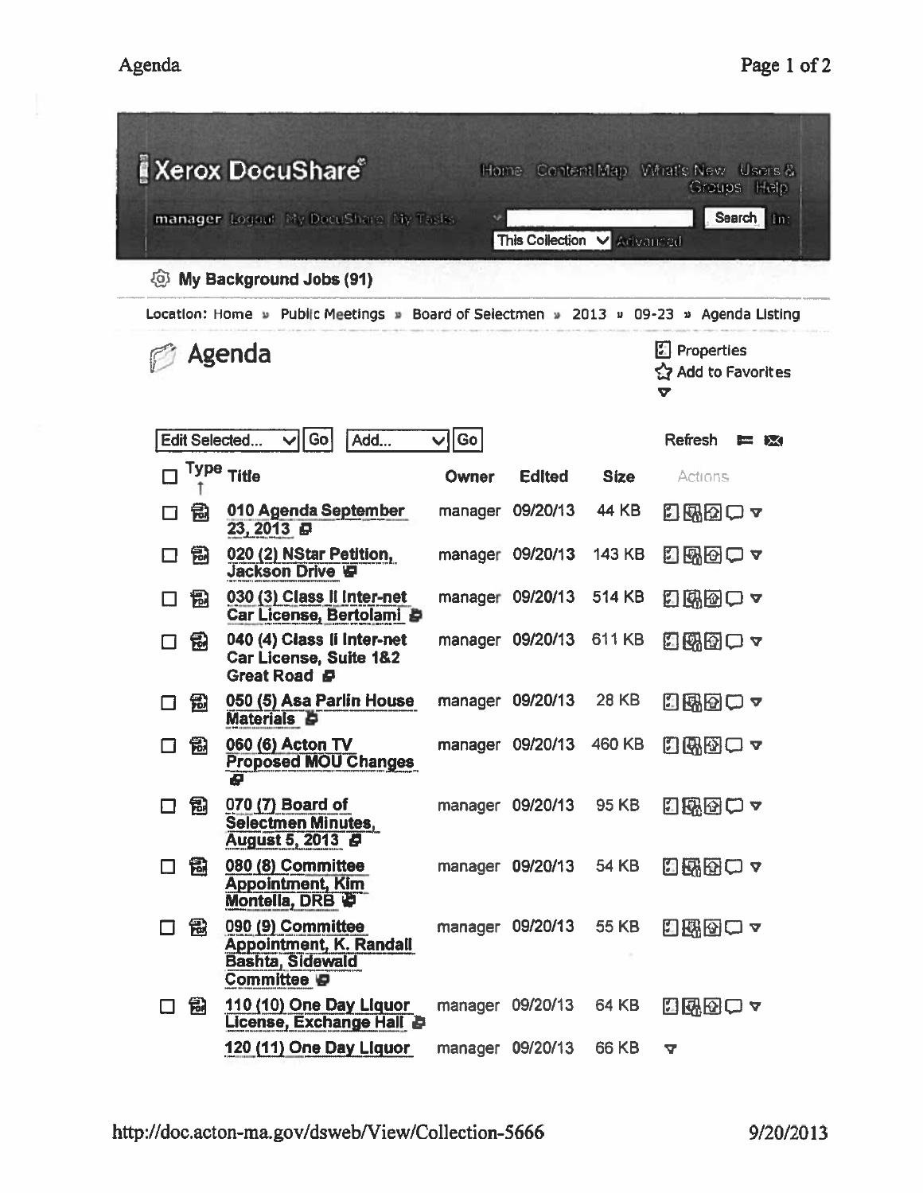Xerox DocuShare

Home Content Map What's New Users & Groups Help

manager Logout My DocuShare My Tasks

Search In: This Collection Advanced

My Background Jobs (91)

Location: Home » Public Meetings » Board of Selectmen » 2013 » 09-23 » Agenda Listing

# Agenda

Properties
Add to Favorites

Edit Selected... Go Add... Go Refresh

| Type | Title | Owner | Edited | Size | Actions |
|---|---|---|---|---|---|
| PDF | 010 Agenda September 23, 2013 | manager | 09/20/13 | 44 KB | |
| PDF | 020 (2) NStar Petition, Jackson Drive | manager | 09/20/13 | 143 KB | |
| PDF | 030 (3) Class II Inter-net Car License, Bertolami | manager | 09/20/13 | 514 KB | |
| PDF | 040 (4) Class II Inter-net Car License, Suite 1&2 Great Road | manager | 09/20/13 | 611 KB | |
| PDF | 050 (5) Asa Parlin House Materials | manager | 09/20/13 | 28 KB | |
| PDF | 060 (6) Acton TV Proposed MOU Changes | manager | 09/20/13 | 460 KB | |
| PDF | 070 (7) Board of Selectmen Minutes, August 5, 2013 | manager | 09/20/13 | 95 KB | |
| PDF | 080 (8) Committee Appointment, Kim Montella, DRB | manager | 09/20/13 | 54 KB | |
| PDF | 090 (9) Committee Appointment, K. Randall Bashta, Sidewald Committee | manager | 09/20/13 | 55 KB | |
| PDF | 110 (10) One Day Liquor License, Exchange Hall | manager | 09/20/13 | 64 KB | |
| | 120 (11) One Day Liquor | manager | 09/20/13 | 66 KB | |

http://doc.acton-ma.gov/dsweb/View/Collection-5666 9/20/2013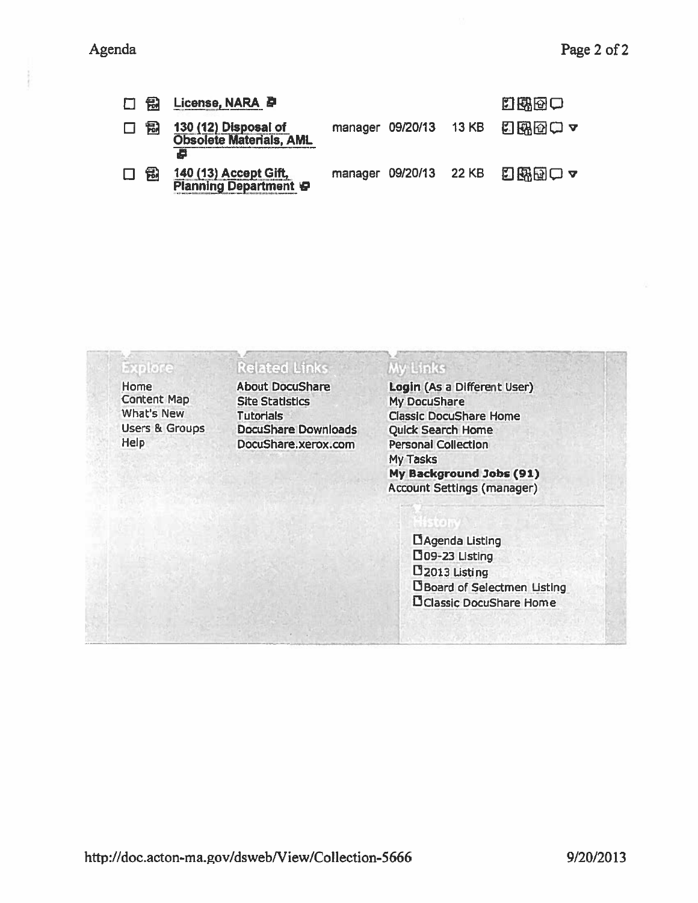| | | | | |
|---|---|---|---|---|
| License, NARA | | | | |
| 130 (12) Disposal of Obsolete Materials, AML | manager | 09/20/13 | 13 KB | |
| 140 (13) Accept Gift, Planning Department | manager | 09/20/13 | 22 KB | |

**Explore**

- Home
- Content Map
- What's New
- Users & Groups
- Help

**Related Links**

- About DocuShare
- Site Statistics
- Tutorials
- DocuShare Downloads
- DocuShare.xerox.com

**My Links**

- **Login** (As a Different User)
- My DocuShare
- Classic DocuShare Home
- Quick Search Home
- Personal Collection
- My Tasks
- **My Background Jobs (91)**
- Account Settings (manager)

**History**

- Agenda Listing
- 09-23 Listing
- 2013 Listing
- Board of Selectmen Listing
- Classic DocuShare Home

http://doc.acton-ma.gov/dsweb/View/Collection-5666 9/20/2013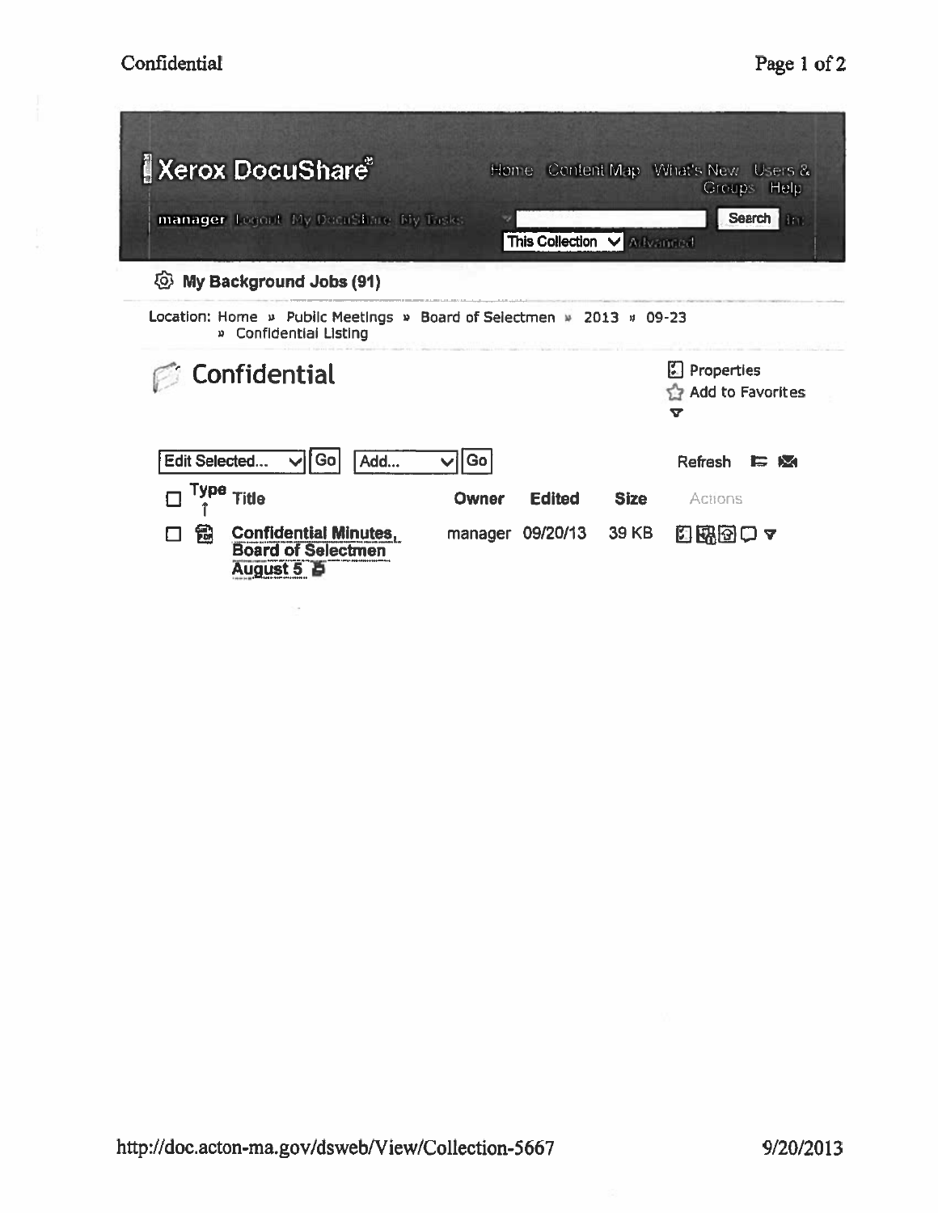Xerox DocuShare

Home Content Map What's New Users & Groups Help

manager Logout My DocuShare My Tasks

Search in: This Collection Advanced

My Background Jobs (91)

Location: Home » Public Meetings » Board of Selectmen » 2013 » 09-23 » Confidential Listing

# Confidential

Properties
Add to Favorites

Edit Selected... Go Add... Go Refresh

| Type | Title | Owner | Edited | Size | Actions |
|---|---|---|---|---|---|
| PDF | Confidential Minutes, Board of Selectmen August 5 | manager | 09/20/13 | 39 KB | |

http://doc.acton-ma.gov/dsweb/View/Collection-5667